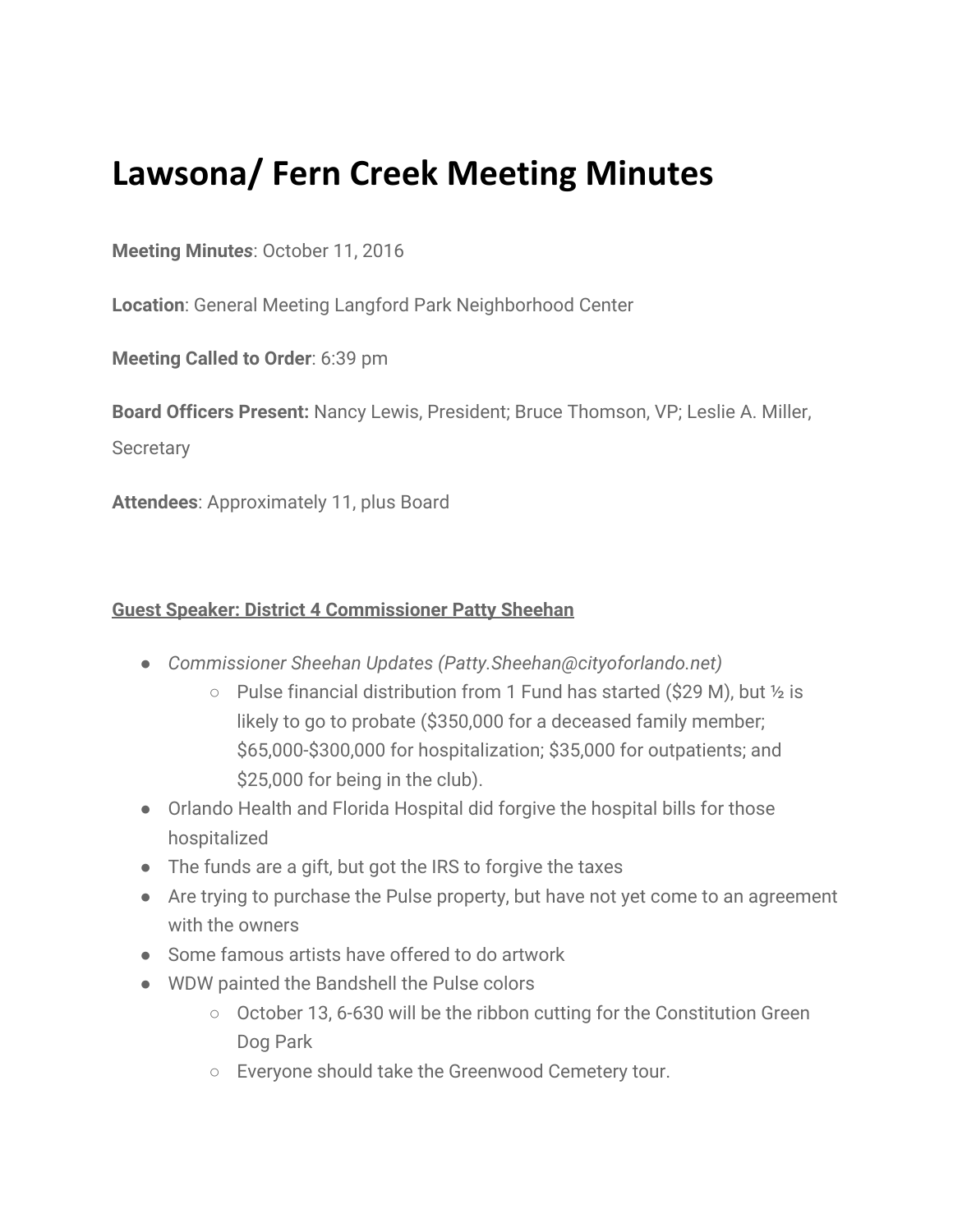# Lawsona/ Fern Creek Meeting Minutes

**Meeting Minutes**: October 11, 2016

**Location**: General Meeting Langford Park Neighborhood Center

**Meeting Called to Order**: 6:39 pm

**Board Officers Present:** Nancy Lewis, President; Bruce Thomson, VP; Leslie A. Miller, Secretary

**Attendees**: Approximately 11, plus Board

**Guest Speaker: District 4 Commissioner Patty Sheehan**

- *Commissioner Sheehan Updates (Patty.Sheehan@cityoforlando.net)*
  - Pulse financial distribution from 1 Fund has started ($29 M), but ½ is likely to go to probate ($350,000 for a deceased family member; $65,000-$300,000 for hospitalization; $35,000 for outpatients; and $25,000 for being in the club).
- Orlando Health and Florida Hospital did forgive the hospital bills for those hospitalized
- The funds are a gift, but got the IRS to forgive the taxes
- Are trying to purchase the Pulse property, but have not yet come to an agreement with the owners
- Some famous artists have offered to do artwork
- WDW painted the Bandshell the Pulse colors
  - October 13, 6-630 will be the ribbon cutting for the Constitution Green Dog Park
  - Everyone should take the Greenwood Cemetery tour.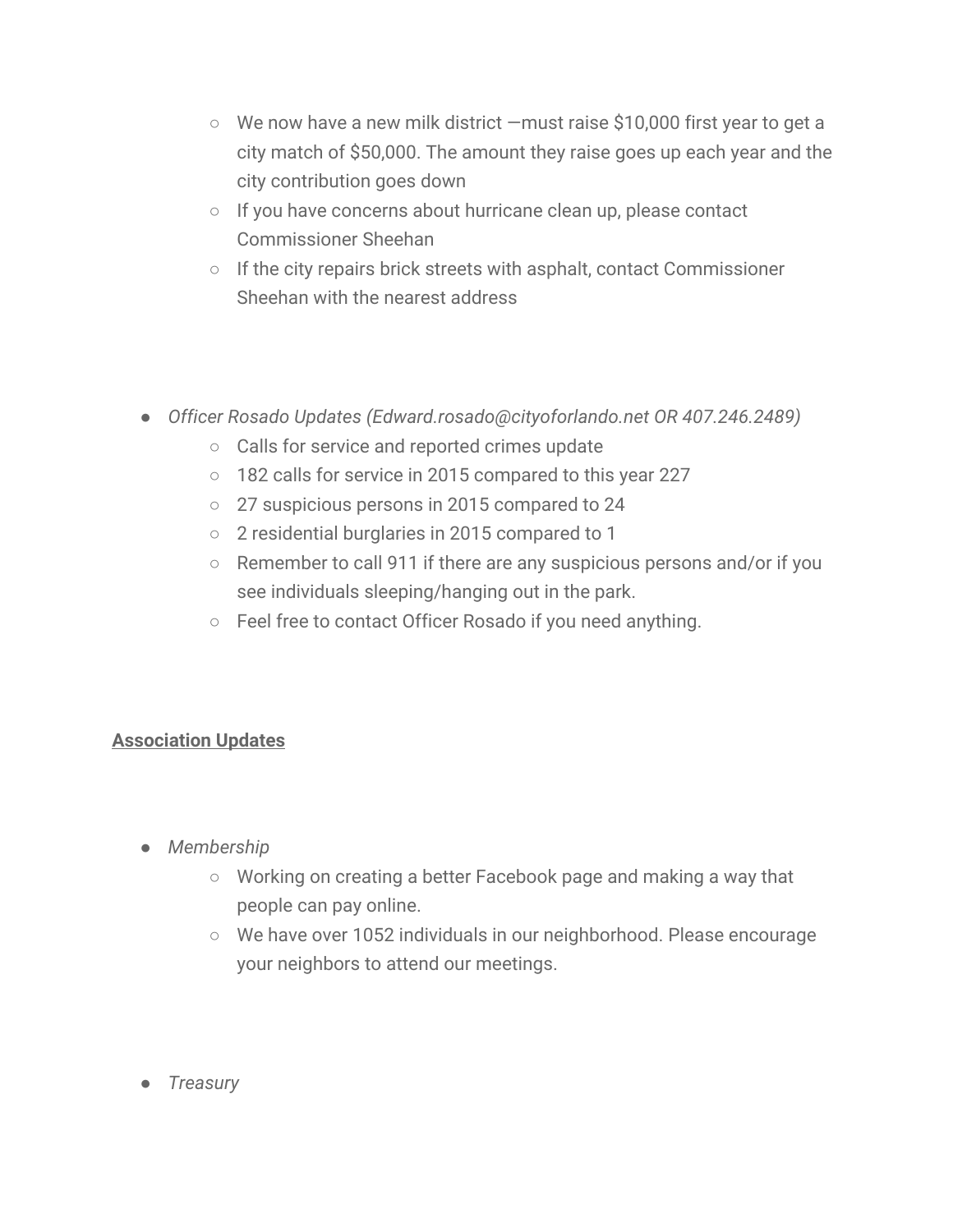- We now have a new milk district —must raise $10,000 first year to get a city match of $50,000. The amount they raise goes up each year and the city contribution goes down
- If you have concerns about hurricane clean up, please contact Commissioner Sheehan
- If the city repairs brick streets with asphalt, contact Commissioner Sheehan with the nearest address

- *Officer Rosado Updates (Edward.rosado@cityoforlando.net OR 407.246.2489)*
  - Calls for service and reported crimes update
  - 182 calls for service in 2015 compared to this year 227
  - 27 suspicious persons in 2015 compared to 24
  - 2 residential burglaries in 2015 compared to 1
  - Remember to call 911 if there are any suspicious persons and/or if you see individuals sleeping/hanging out in the park.
  - Feel free to contact Officer Rosado if you need anything.

**Association Updates**

- *Membership*
  - Working on creating a better Facebook page and making a way that people can pay online.
  - We have over 1052 individuals in our neighborhood. Please encourage your neighbors to attend our meetings.

- *Treasury*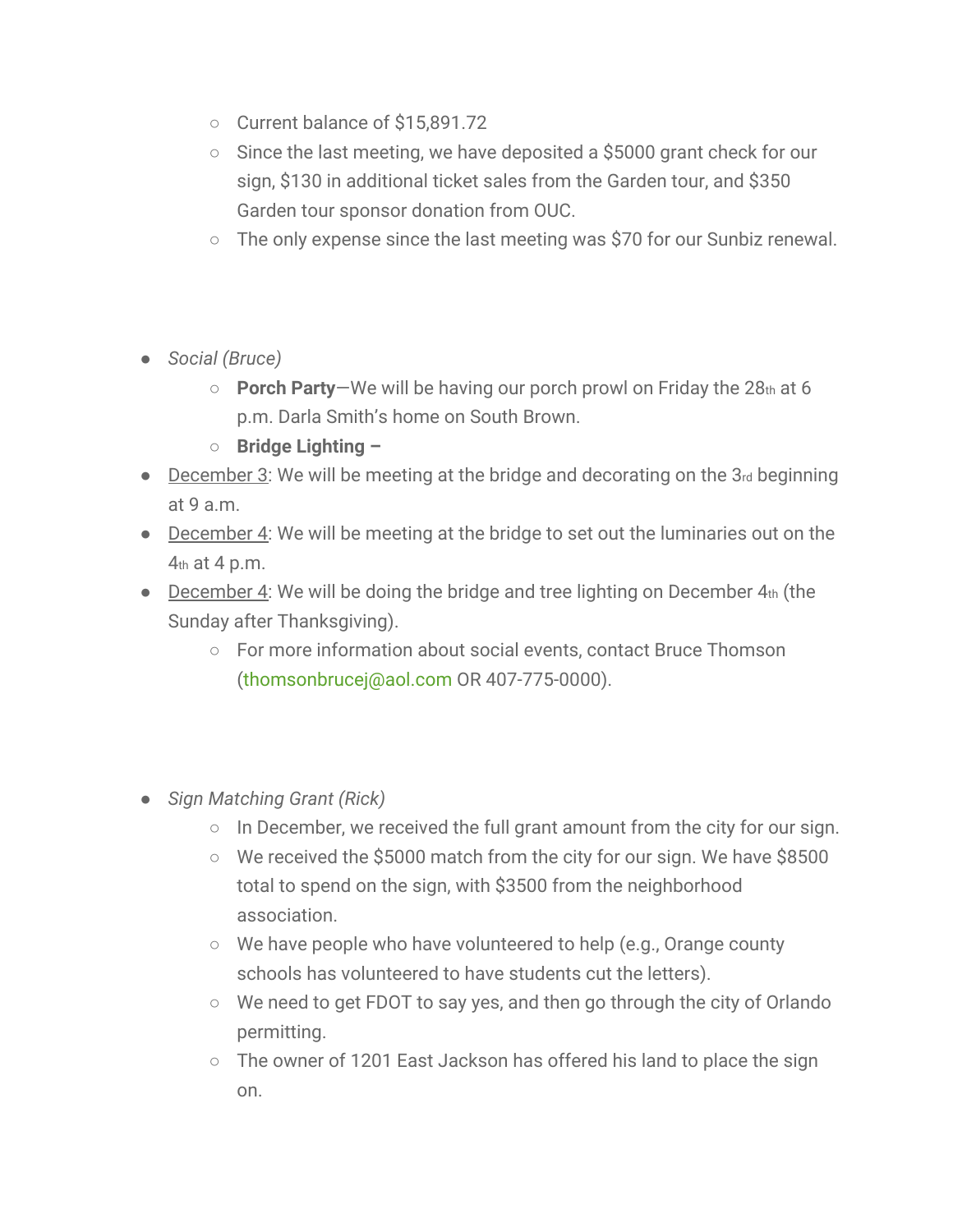- Current balance of $15,891.72
  - Since the last meeting, we have deposited a $5000 grant check for our sign, $130 in additional ticket sales from the Garden tour, and $350 Garden tour sponsor donation from OUC.
  - The only expense since the last meeting was $70 for our Sunbiz renewal.

- *Social (Bruce)*
  - **Porch Party**—We will be having our porch prowl on Friday the 28th at 6 p.m. Darla Smith's home on South Brown.
  - **Bridge Lighting –**
- December 3: We will be meeting at the bridge and decorating on the 3rd beginning at 9 a.m.
- December 4: We will be meeting at the bridge to set out the luminaries out on the 4th at 4 p.m.
- December 4: We will be doing the bridge and tree lighting on December 4th (the Sunday after Thanksgiving).
  - For more information about social events, contact Bruce Thomson (thomsonbrucej@aol.com OR 407-775-0000).

- *Sign Matching Grant (Rick)*
  - In December, we received the full grant amount from the city for our sign.
  - We received the $5000 match from the city for our sign. We have $8500 total to spend on the sign, with $3500 from the neighborhood association.
  - We have people who have volunteered to help (e.g., Orange county schools has volunteered to have students cut the letters).
  - We need to get FDOT to say yes, and then go through the city of Orlando permitting.
  - The owner of 1201 East Jackson has offered his land to place the sign on.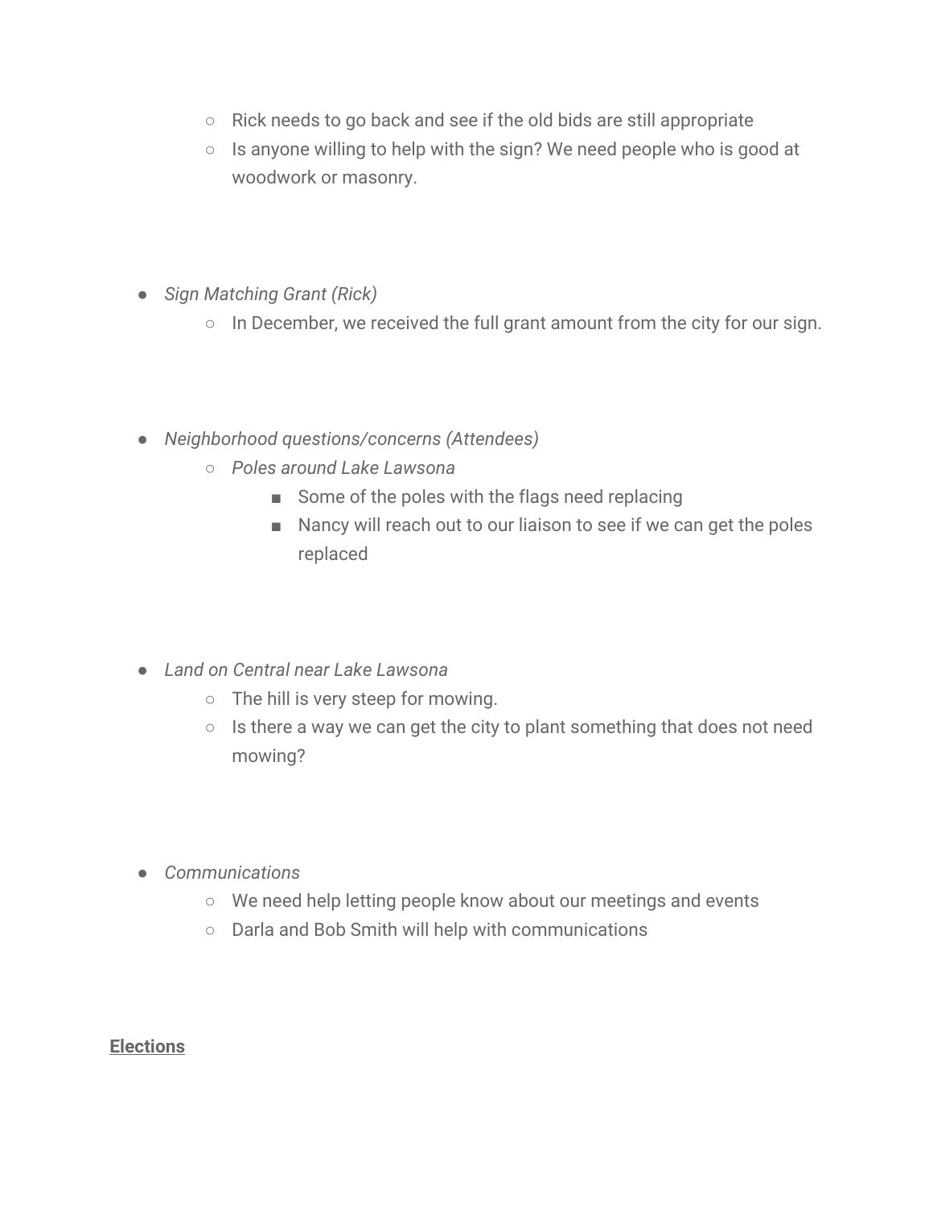- Rick needs to go back and see if the old bids are still appropriate
    - Is anyone willing to help with the sign? We need people who is good at woodwork or masonry.

- *Sign Matching Grant (Rick)*
    - In December, we received the full grant amount from the city for our sign.

- *Neighborhood questions/concerns (Attendees)*
    - *Poles around Lake Lawsona*
        - Some of the poles with the flags need replacing
        - Nancy will reach out to our liaison to see if we can get the poles replaced

- *Land on Central near Lake Lawsona*
    - The hill is very steep for mowing.
    - Is there a way we can get the city to plant something that does not need mowing?

- *Communications*
    - We need help letting people know about our meetings and events
    - Darla and Bob Smith will help with communications

**Elections**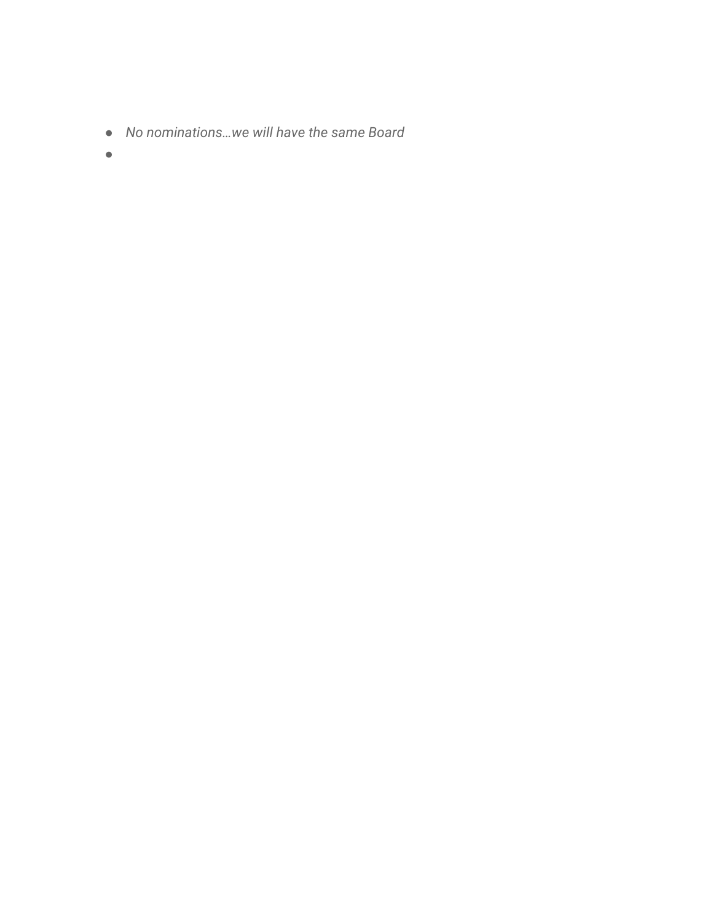- *No nominations…we will have the same Board*
-